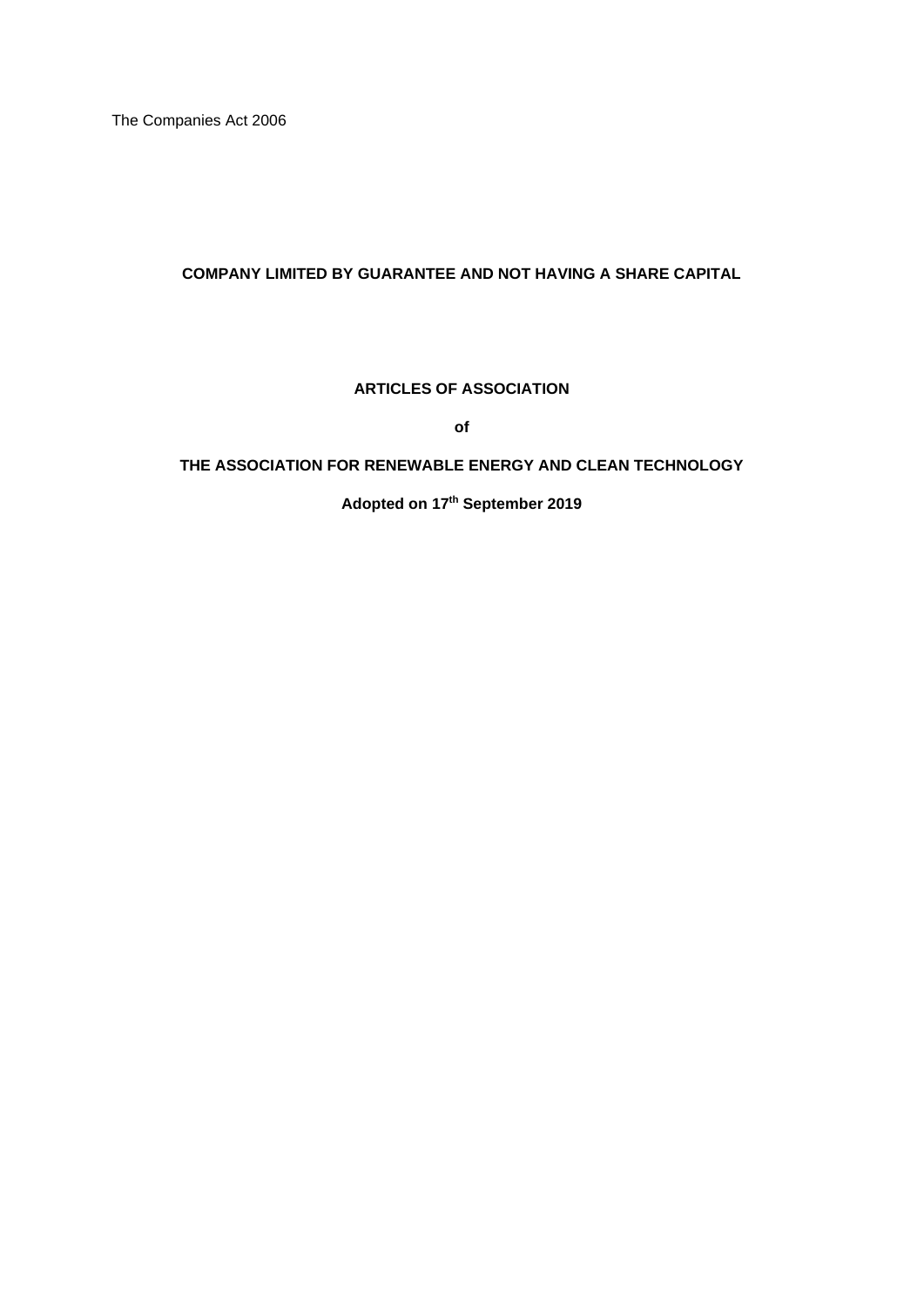The Companies Act 2006

**COMPANY LIMITED BY GUARANTEE AND NOT HAVING A SHARE CAPITAL**

**ARTICLES OF ASSOCIATION**

**of**

**THE ASSOCIATION FOR RENEWABLE ENERGY AND CLEAN TECHNOLOGY**

**Adopted on 17th September 2019**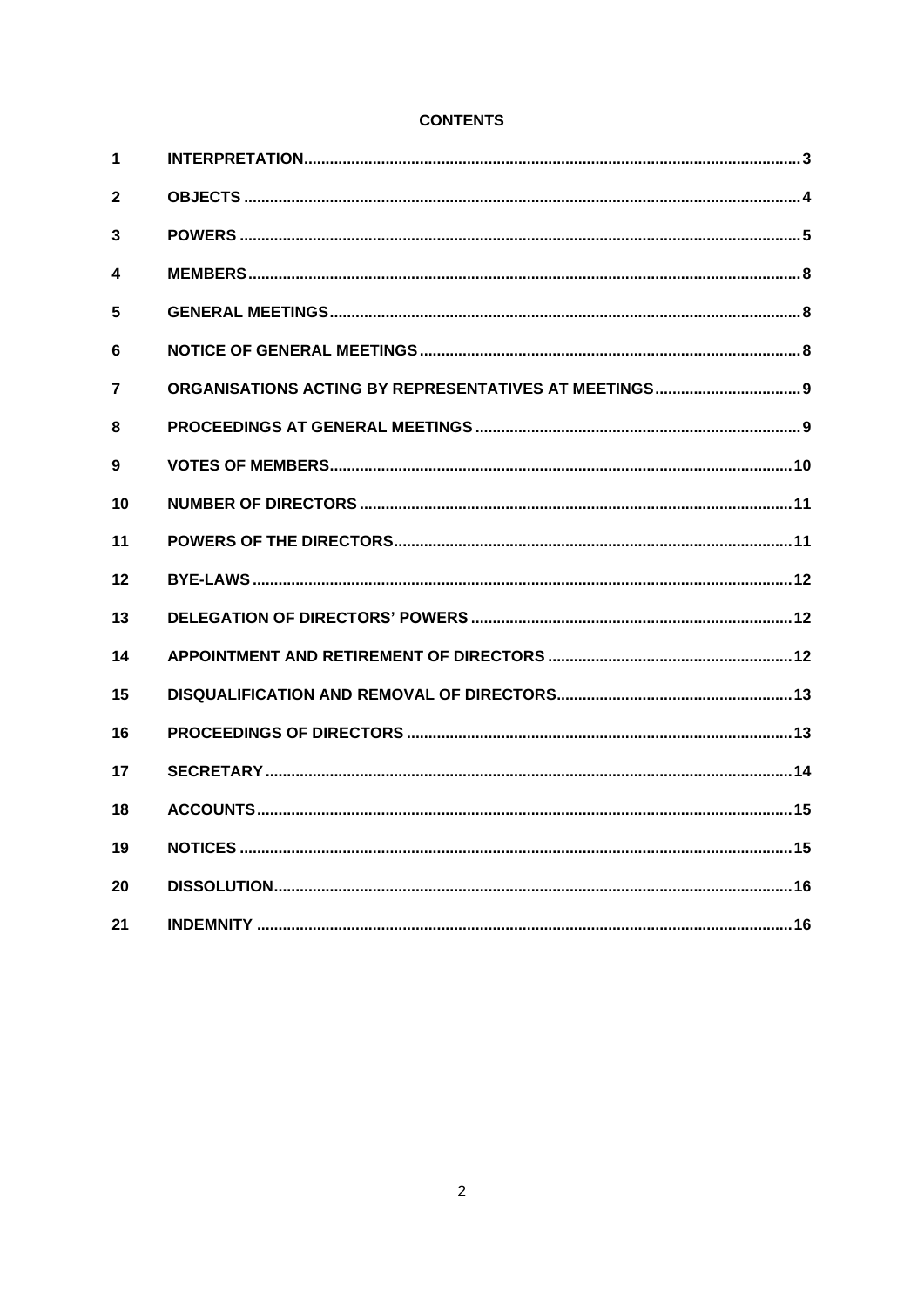**CONTENTS**

| | | |
|---|---|---|
| 1 | INTERPRETATION | 3 |
| 2 | OBJECTS | 4 |
| 3 | POWERS | 5 |
| 4 | MEMBERS | 8 |
| 5 | GENERAL MEETINGS | 8 |
| 6 | NOTICE OF GENERAL MEETINGS | 8 |
| 7 | ORGANISATIONS ACTING BY REPRESENTATIVES AT MEETINGS | 9 |
| 8 | PROCEEDINGS AT GENERAL MEETINGS | 9 |
| 9 | VOTES OF MEMBERS | 10 |
| 10 | NUMBER OF DIRECTORS | 11 |
| 11 | POWERS OF THE DIRECTORS | 11 |
| 12 | BYE-LAWS | 12 |
| 13 | DELEGATION OF DIRECTORS' POWERS | 12 |
| 14 | APPOINTMENT AND RETIREMENT OF DIRECTORS | 12 |
| 15 | DISQUALIFICATION AND REMOVAL OF DIRECTORS | 13 |
| 16 | PROCEEDINGS OF DIRECTORS | 13 |
| 17 | SECRETARY | 14 |
| 18 | ACCOUNTS | 15 |
| 19 | NOTICES | 15 |
| 20 | DISSOLUTION | 16 |
| 21 | INDEMNITY | 16 |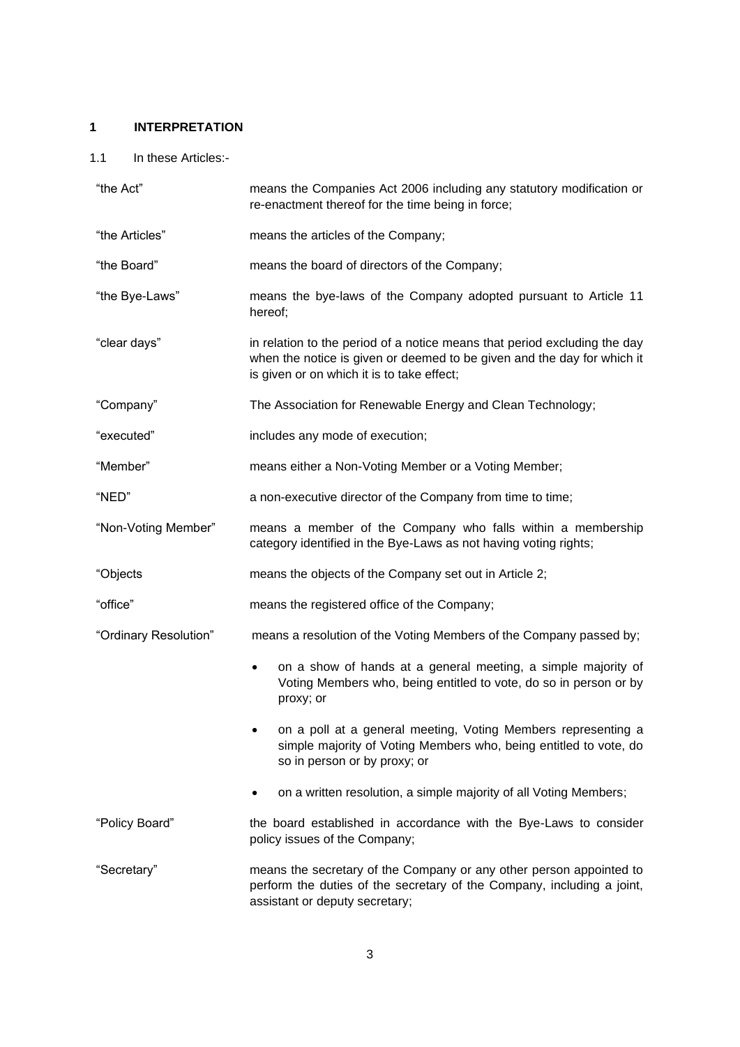## 1 INTERPRETATION

1.1 In these Articles:-

| | |
|---|---|
| "the Act" | means the Companies Act 2006 including any statutory modification or re-enactment thereof for the time being in force; |
| "the Articles" | means the articles of the Company; |
| "the Board" | means the board of directors of the Company; |
| "the Bye-Laws" | means the bye-laws of the Company adopted pursuant to Article 11 hereof; |
| "clear days" | in relation to the period of a notice means that period excluding the day when the notice is given or deemed to be given and the day for which it is given or on which it is to take effect; |
| "Company" | The Association for Renewable Energy and Clean Technology; |
| "executed" | includes any mode of execution; |
| "Member" | means either a Non-Voting Member or a Voting Member; |
| "NED" | a non-executive director of the Company from time to time; |
| "Non-Voting Member" | means a member of the Company who falls within a membership category identified in the Bye-Laws as not having voting rights; |
| "Objects | means the objects of the Company set out in Article 2; |
| "office" | means the registered office of the Company; |
| "Ordinary Resolution" | means a resolution of the Voting Members of the Company passed by;<br>• on a show of hands at a general meeting, a simple majority of Voting Members who, being entitled to vote, do so in person or by proxy; or<br>• on a poll at a general meeting, Voting Members representing a simple majority of Voting Members who, being entitled to vote, do so in person or by proxy; or<br>• on a written resolution, a simple majority of all Voting Members; |
| "Policy Board" | the board established in accordance with the Bye-Laws to consider policy issues of the Company; |
| "Secretary" | means the secretary of the Company or any other person appointed to perform the duties of the secretary of the Company, including a joint, assistant or deputy secretary; |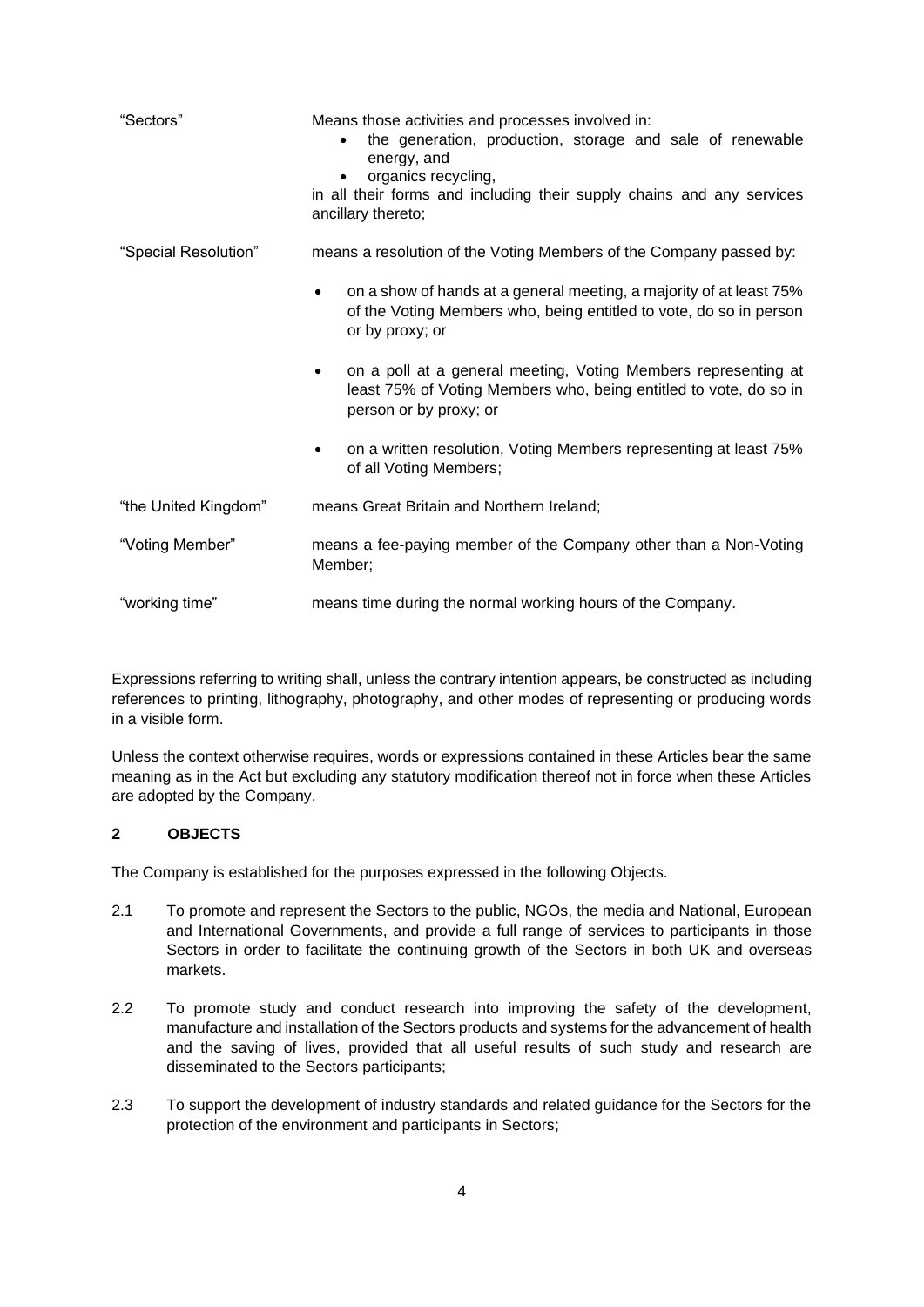| | |
|---|---|
| "Sectors" | Means those activities and processes involved in:<br>• the generation, production, storage and sale of renewable energy, and<br>• organics recycling,<br>in all their forms and including their supply chains and any services ancillary thereto; |
| "Special Resolution" | means a resolution of the Voting Members of the Company passed by:<br>• on a show of hands at a general meeting, a majority of at least 75% of the Voting Members who, being entitled to vote, do so in person or by proxy; or<br>• on a poll at a general meeting, Voting Members representing at least 75% of Voting Members who, being entitled to vote, do so in person or by proxy; or<br>• on a written resolution, Voting Members representing at least 75% of all Voting Members; |
| "the United Kingdom" | means Great Britain and Northern Ireland; |
| "Voting Member" | means a fee-paying member of the Company other than a Non-Voting Member; |
| "working time" | means time during the normal working hours of the Company. |

Expressions referring to writing shall, unless the contrary intention appears, be constructed as including references to printing, lithography, photography, and other modes of representing or producing words in a visible form.

Unless the context otherwise requires, words or expressions contained in these Articles bear the same meaning as in the Act but excluding any statutory modification thereof not in force when these Articles are adopted by the Company.

## 2 OBJECTS

The Company is established for the purposes expressed in the following Objects.

2.1 To promote and represent the Sectors to the public, NGOs, the media and National, European and International Governments, and provide a full range of services to participants in those Sectors in order to facilitate the continuing growth of the Sectors in both UK and overseas markets.

2.2 To promote study and conduct research into improving the safety of the development, manufacture and installation of the Sectors products and systems for the advancement of health and the saving of lives, provided that all useful results of such study and research are disseminated to the Sectors participants;

2.3 To support the development of industry standards and related guidance for the Sectors for the protection of the environment and participants in Sectors;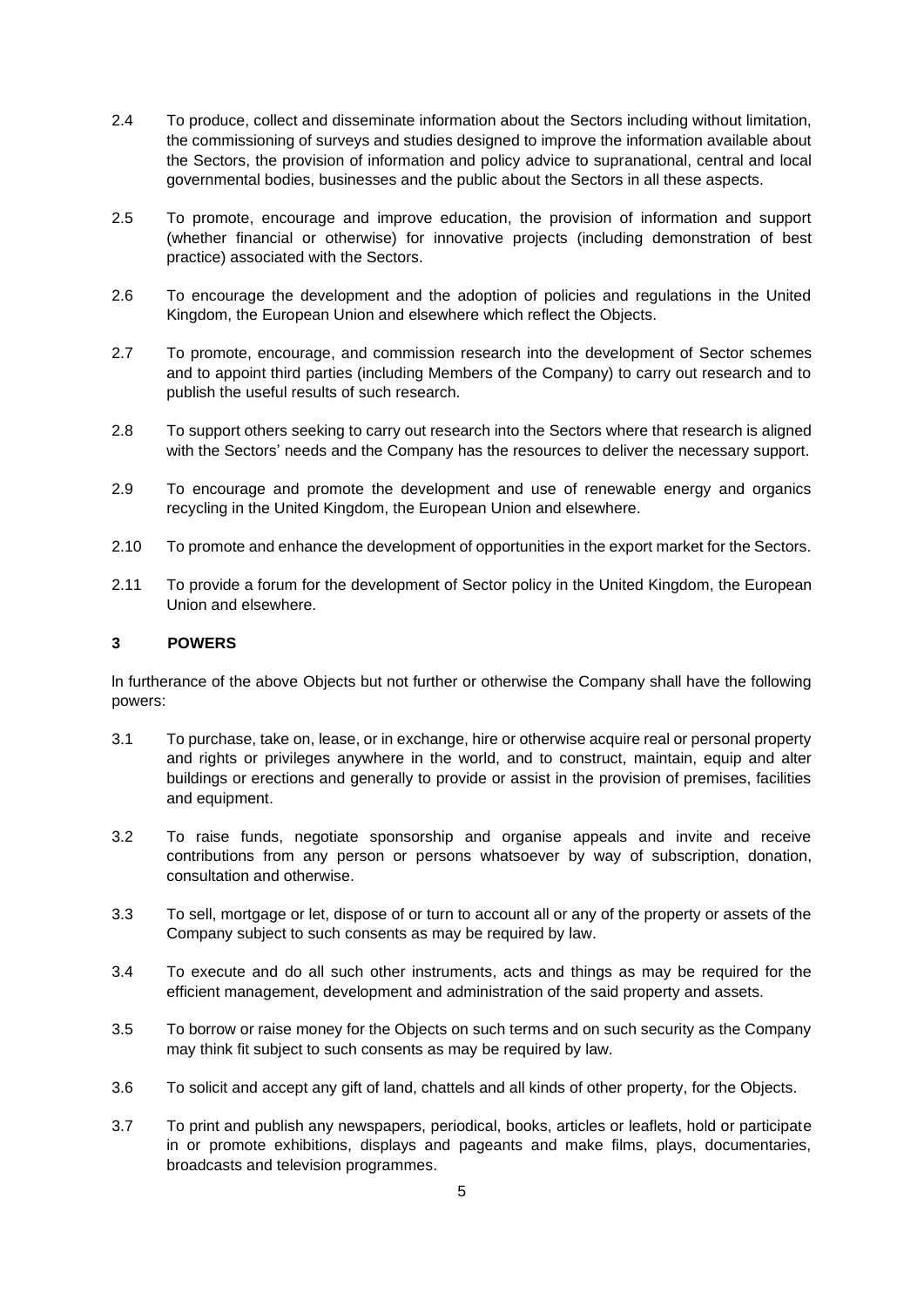2.4 To produce, collect and disseminate information about the Sectors including without limitation, the commissioning of surveys and studies designed to improve the information available about the Sectors, the provision of information and policy advice to supranational, central and local governmental bodies, businesses and the public about the Sectors in all these aspects.

2.5 To promote, encourage and improve education, the provision of information and support (whether financial or otherwise) for innovative projects (including demonstration of best practice) associated with the Sectors.

2.6 To encourage the development and the adoption of policies and regulations in the United Kingdom, the European Union and elsewhere which reflect the Objects.

2.7 To promote, encourage, and commission research into the development of Sector schemes and to appoint third parties (including Members of the Company) to carry out research and to publish the useful results of such research.

2.8 To support others seeking to carry out research into the Sectors where that research is aligned with the Sectors' needs and the Company has the resources to deliver the necessary support.

2.9 To encourage and promote the development and use of renewable energy and organics recycling in the United Kingdom, the European Union and elsewhere.

2.10 To promote and enhance the development of opportunities in the export market for the Sectors.

2.11 To provide a forum for the development of Sector policy in the United Kingdom, the European Union and elsewhere.

## 3 POWERS

ln furtherance of the above Objects but not further or otherwise the Company shall have the following powers:

3.1 To purchase, take on, lease, or in exchange, hire or otherwise acquire real or personal property and rights or privileges anywhere in the world, and to construct, maintain, equip and alter buildings or erections and generally to provide or assist in the provision of premises, facilities and equipment.

3.2 To raise funds, negotiate sponsorship and organise appeals and invite and receive contributions from any person or persons whatsoever by way of subscription, donation, consultation and otherwise.

3.3 To sell, mortgage or let, dispose of or turn to account all or any of the property or assets of the Company subject to such consents as may be required by law.

3.4 To execute and do all such other instruments, acts and things as may be required for the efficient management, development and administration of the said property and assets.

3.5 To borrow or raise money for the Objects on such terms and on such security as the Company may think fit subject to such consents as may be required by law.

3.6 To solicit and accept any gift of land, chattels and all kinds of other property, for the Objects.

3.7 To print and publish any newspapers, periodical, books, articles or leaflets, hold or participate in or promote exhibitions, displays and pageants and make films, plays, documentaries, broadcasts and television programmes.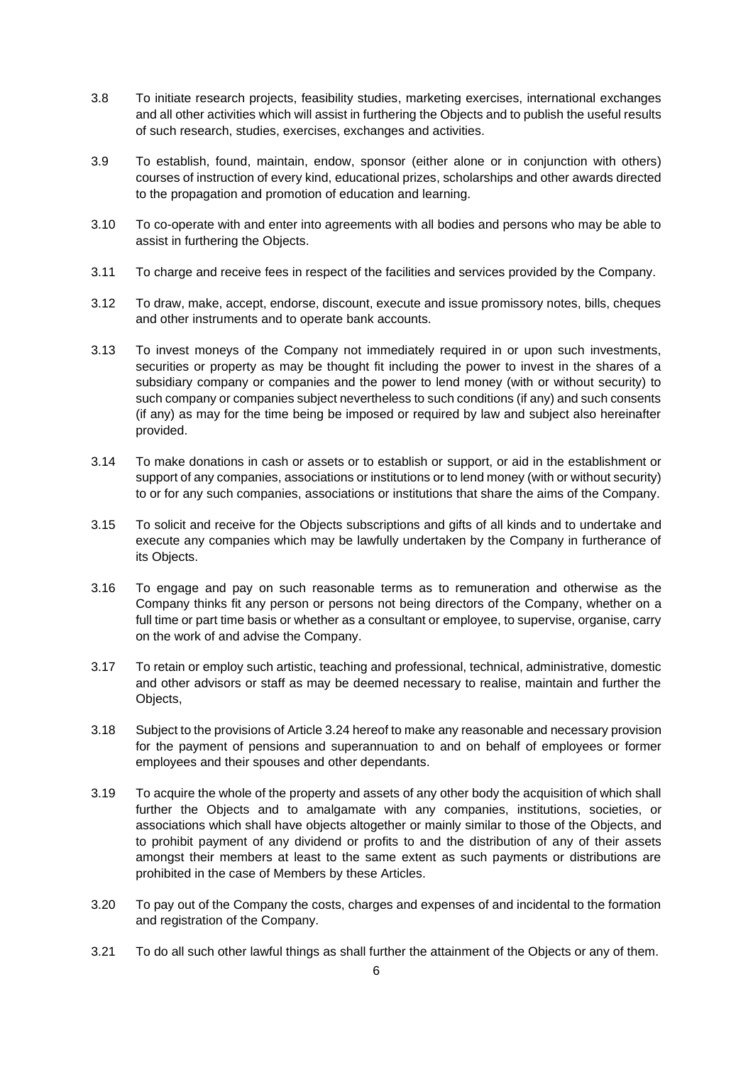3.8 To initiate research projects, feasibility studies, marketing exercises, international exchanges and all other activities which will assist in furthering the Objects and to publish the useful results of such research, studies, exercises, exchanges and activities.

3.9 To establish, found, maintain, endow, sponsor (either alone or in conjunction with others) courses of instruction of every kind, educational prizes, scholarships and other awards directed to the propagation and promotion of education and learning.

3.10 To co-operate with and enter into agreements with all bodies and persons who may be able to assist in furthering the Objects.

3.11 To charge and receive fees in respect of the facilities and services provided by the Company.

3.12 To draw, make, accept, endorse, discount, execute and issue promissory notes, bills, cheques and other instruments and to operate bank accounts.

3.13 To invest moneys of the Company not immediately required in or upon such investments, securities or property as may be thought fit including the power to invest in the shares of a subsidiary company or companies and the power to lend money (with or without security) to such company or companies subject nevertheless to such conditions (if any) and such consents (if any) as may for the time being be imposed or required by law and subject also hereinafter provided.

3.14 To make donations in cash or assets or to establish or support, or aid in the establishment or support of any companies, associations or institutions or to lend money (with or without security) to or for any such companies, associations or institutions that share the aims of the Company.

3.15 To solicit and receive for the Objects subscriptions and gifts of all kinds and to undertake and execute any companies which may be lawfully undertaken by the Company in furtherance of its Objects.

3.16 To engage and pay on such reasonable terms as to remuneration and otherwise as the Company thinks fit any person or persons not being directors of the Company, whether on a full time or part time basis or whether as a consultant or employee, to supervise, organise, carry on the work of and advise the Company.

3.17 To retain or employ such artistic, teaching and professional, technical, administrative, domestic and other advisors or staff as may be deemed necessary to realise, maintain and further the Objects,

3.18 Subject to the provisions of Article 3.24 hereof to make any reasonable and necessary provision for the payment of pensions and superannuation to and on behalf of employees or former employees and their spouses and other dependants.

3.19 To acquire the whole of the property and assets of any other body the acquisition of which shall further the Objects and to amalgamate with any companies, institutions, societies, or associations which shall have objects altogether or mainly similar to those of the Objects, and to prohibit payment of any dividend or profits to and the distribution of any of their assets amongst their members at least to the same extent as such payments or distributions are prohibited in the case of Members by these Articles.

3.20 To pay out of the Company the costs, charges and expenses of and incidental to the formation and registration of the Company.

3.21 To do all such other lawful things as shall further the attainment of the Objects or any of them.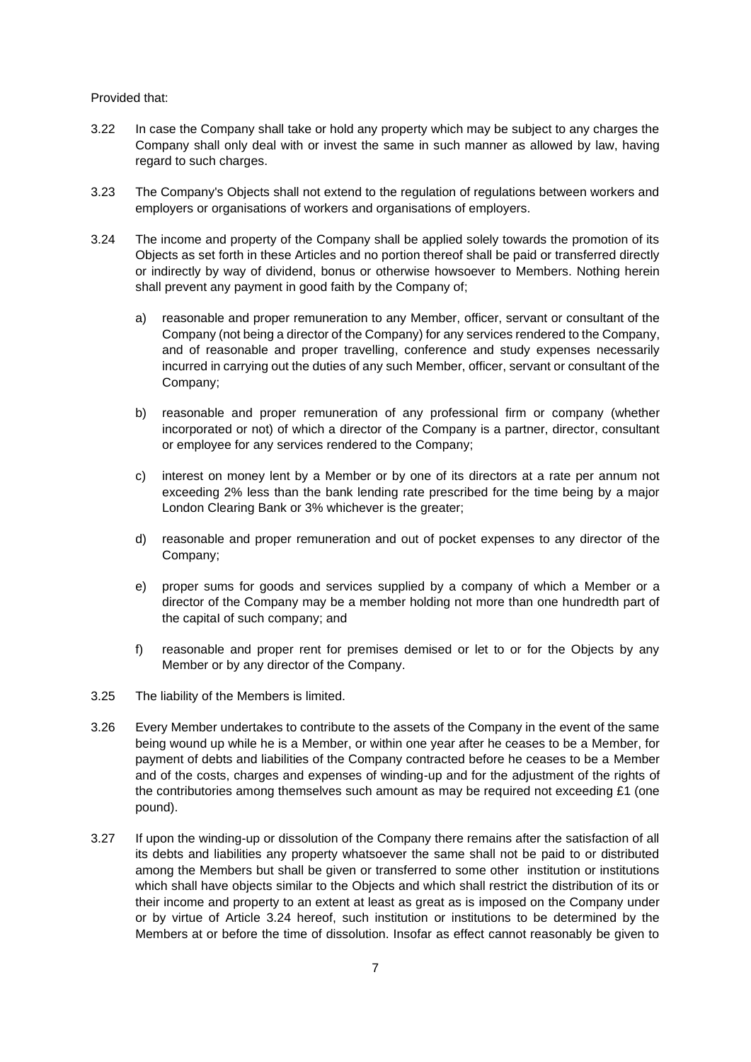Provided that:

3.22 In case the Company shall take or hold any property which may be subject to any charges the Company shall only deal with or invest the same in such manner as allowed by law, having regard to such charges.

3.23 The Company's Objects shall not extend to the regulation of regulations between workers and employers or organisations of workers and organisations of employers.

3.24 The income and property of the Company shall be applied solely towards the promotion of its Objects as set forth in these Articles and no portion thereof shall be paid or transferred directly or indirectly by way of dividend, bonus or otherwise howsoever to Members. Nothing herein shall prevent any payment in good faith by the Company of;

a) reasonable and proper remuneration to any Member, officer, servant or consultant of the Company (not being a director of the Company) for any services rendered to the Company, and of reasonable and proper travelling, conference and study expenses necessarily incurred in carrying out the duties of any such Member, officer, servant or consultant of the Company;

b) reasonable and proper remuneration of any professional firm or company (whether incorporated or not) of which a director of the Company is a partner, director, consultant or employee for any services rendered to the Company;

c) interest on money lent by a Member or by one of its directors at a rate per annum not exceeding 2% less than the bank lending rate prescribed for the time being by a major London Clearing Bank or 3% whichever is the greater;

d) reasonable and proper remuneration and out of pocket expenses to any director of the Company;

e) proper sums for goods and services supplied by a company of which a Member or a director of the Company may be a member holding not more than one hundredth part of the capital of such company; and

f) reasonable and proper rent for premises demised or let to or for the Objects by any Member or by any director of the Company.

3.25 The liability of the Members is limited.

3.26 Every Member undertakes to contribute to the assets of the Company in the event of the same being wound up while he is a Member, or within one year after he ceases to be a Member, for payment of debts and liabilities of the Company contracted before he ceases to be a Member and of the costs, charges and expenses of winding-up and for the adjustment of the rights of the contributories among themselves such amount as may be required not exceeding £1 (one pound).

3.27 If upon the winding-up or dissolution of the Company there remains after the satisfaction of all its debts and liabilities any property whatsoever the same shall not be paid to or distributed among the Members but shall be given or transferred to some other institution or institutions which shall have objects similar to the Objects and which shall restrict the distribution of its or their income and property to an extent at least as great as is imposed on the Company under or by virtue of Article 3.24 hereof, such institution or institutions to be determined by the Members at or before the time of dissolution. Insofar as effect cannot reasonably be given to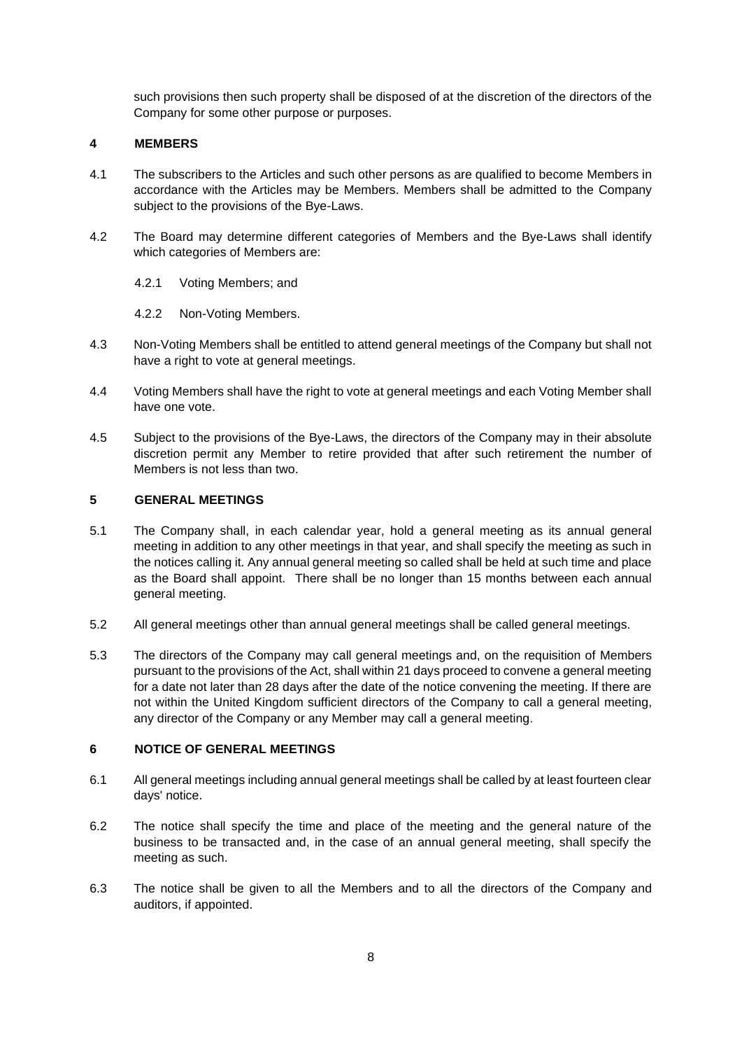such provisions then such property shall be disposed of at the discretion of the directors of the Company for some other purpose or purposes.

## 4 MEMBERS

4.1 The subscribers to the Articles and such other persons as are qualified to become Members in accordance with the Articles may be Members. Members shall be admitted to the Company subject to the provisions of the Bye-Laws.

4.2 The Board may determine different categories of Members and the Bye-Laws shall identify which categories of Members are:

4.2.1 Voting Members; and

4.2.2 Non-Voting Members.

4.3 Non-Voting Members shall be entitled to attend general meetings of the Company but shall not have a right to vote at general meetings.

4.4 Voting Members shall have the right to vote at general meetings and each Voting Member shall have one vote.

4.5 Subject to the provisions of the Bye-Laws, the directors of the Company may in their absolute discretion permit any Member to retire provided that after such retirement the number of Members is not less than two.

## 5 GENERAL MEETINGS

5.1 The Company shall, in each calendar year, hold a general meeting as its annual general meeting in addition to any other meetings in that year, and shall specify the meeting as such in the notices calling it. Any annual general meeting so called shall be held at such time and place as the Board shall appoint. There shall be no longer than 15 months between each annual general meeting.

5.2 All general meetings other than annual general meetings shall be called general meetings.

5.3 The directors of the Company may call general meetings and, on the requisition of Members pursuant to the provisions of the Act, shall within 21 days proceed to convene a general meeting for a date not later than 28 days after the date of the notice convening the meeting. If there are not within the United Kingdom sufficient directors of the Company to call a general meeting, any director of the Company or any Member may call a general meeting.

## 6 NOTICE OF GENERAL MEETINGS

6.1 All general meetings including annual general meetings shall be called by at least fourteen clear days' notice.

6.2 The notice shall specify the time and place of the meeting and the general nature of the business to be transacted and, in the case of an annual general meeting, shall specify the meeting as such.

6.3 The notice shall be given to all the Members and to all the directors of the Company and auditors, if appointed.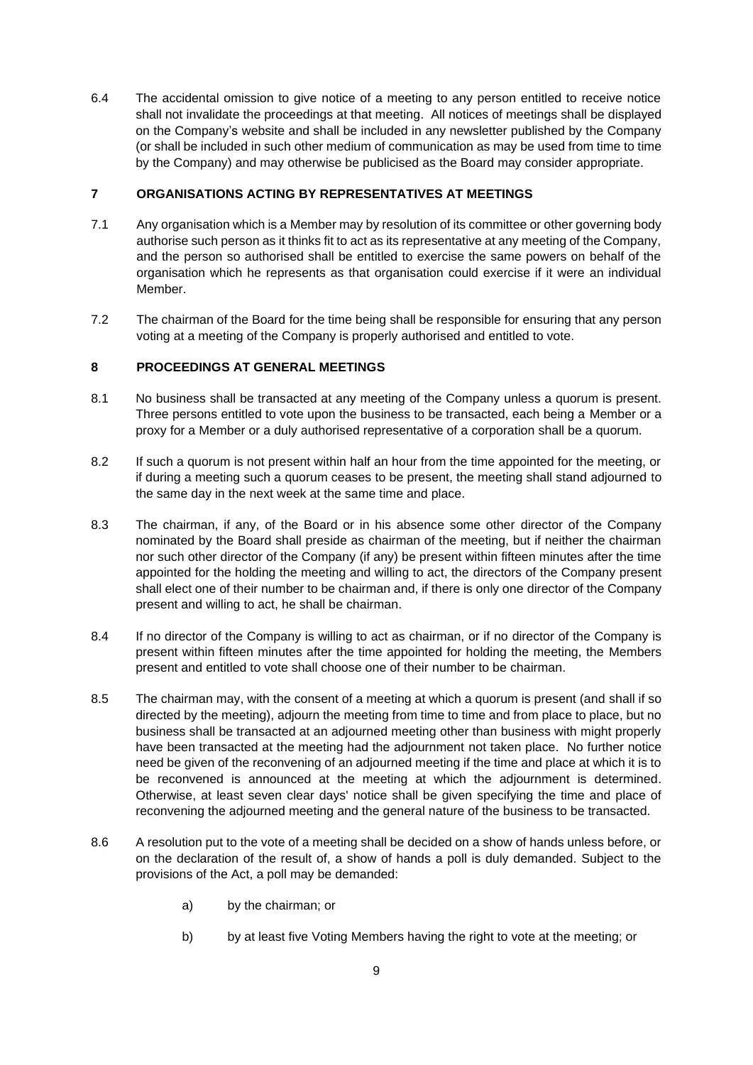6.4 The accidental omission to give notice of a meeting to any person entitled to receive notice shall not invalidate the proceedings at that meeting. All notices of meetings shall be displayed on the Company's website and shall be included in any newsletter published by the Company (or shall be included in such other medium of communication as may be used from time to time by the Company) and may otherwise be publicised as the Board may consider appropriate.

## 7 ORGANISATIONS ACTING BY REPRESENTATIVES AT MEETINGS

7.1 Any organisation which is a Member may by resolution of its committee or other governing body authorise such person as it thinks fit to act as its representative at any meeting of the Company, and the person so authorised shall be entitled to exercise the same powers on behalf of the organisation which he represents as that organisation could exercise if it were an individual Member.

7.2 The chairman of the Board for the time being shall be responsible for ensuring that any person voting at a meeting of the Company is properly authorised and entitled to vote.

## 8 PROCEEDINGS AT GENERAL MEETINGS

8.1 No business shall be transacted at any meeting of the Company unless a quorum is present. Three persons entitled to vote upon the business to be transacted, each being a Member or a proxy for a Member or a duly authorised representative of a corporation shall be a quorum.

8.2 If such a quorum is not present within half an hour from the time appointed for the meeting, or if during a meeting such a quorum ceases to be present, the meeting shall stand adjourned to the same day in the next week at the same time and place.

8.3 The chairman, if any, of the Board or in his absence some other director of the Company nominated by the Board shall preside as chairman of the meeting, but if neither the chairman nor such other director of the Company (if any) be present within fifteen minutes after the time appointed for the holding the meeting and willing to act, the directors of the Company present shall elect one of their number to be chairman and, if there is only one director of the Company present and willing to act, he shall be chairman.

8.4 If no director of the Company is willing to act as chairman, or if no director of the Company is present within fifteen minutes after the time appointed for holding the meeting, the Members present and entitled to vote shall choose one of their number to be chairman.

8.5 The chairman may, with the consent of a meeting at which a quorum is present (and shall if so directed by the meeting), adjourn the meeting from time to time and from place to place, but no business shall be transacted at an adjourned meeting other than business with might properly have been transacted at the meeting had the adjournment not taken place. No further notice need be given of the reconvening of an adjourned meeting if the time and place at which it is to be reconvened is announced at the meeting at which the adjournment is determined. Otherwise, at least seven clear days' notice shall be given specifying the time and place of reconvening the adjourned meeting and the general nature of the business to be transacted.

8.6 A resolution put to the vote of a meeting shall be decided on a show of hands unless before, or on the declaration of the result of, a show of hands a poll is duly demanded. Subject to the provisions of the Act, a poll may be demanded:

a) by the chairman; or

b) by at least five Voting Members having the right to vote at the meeting; or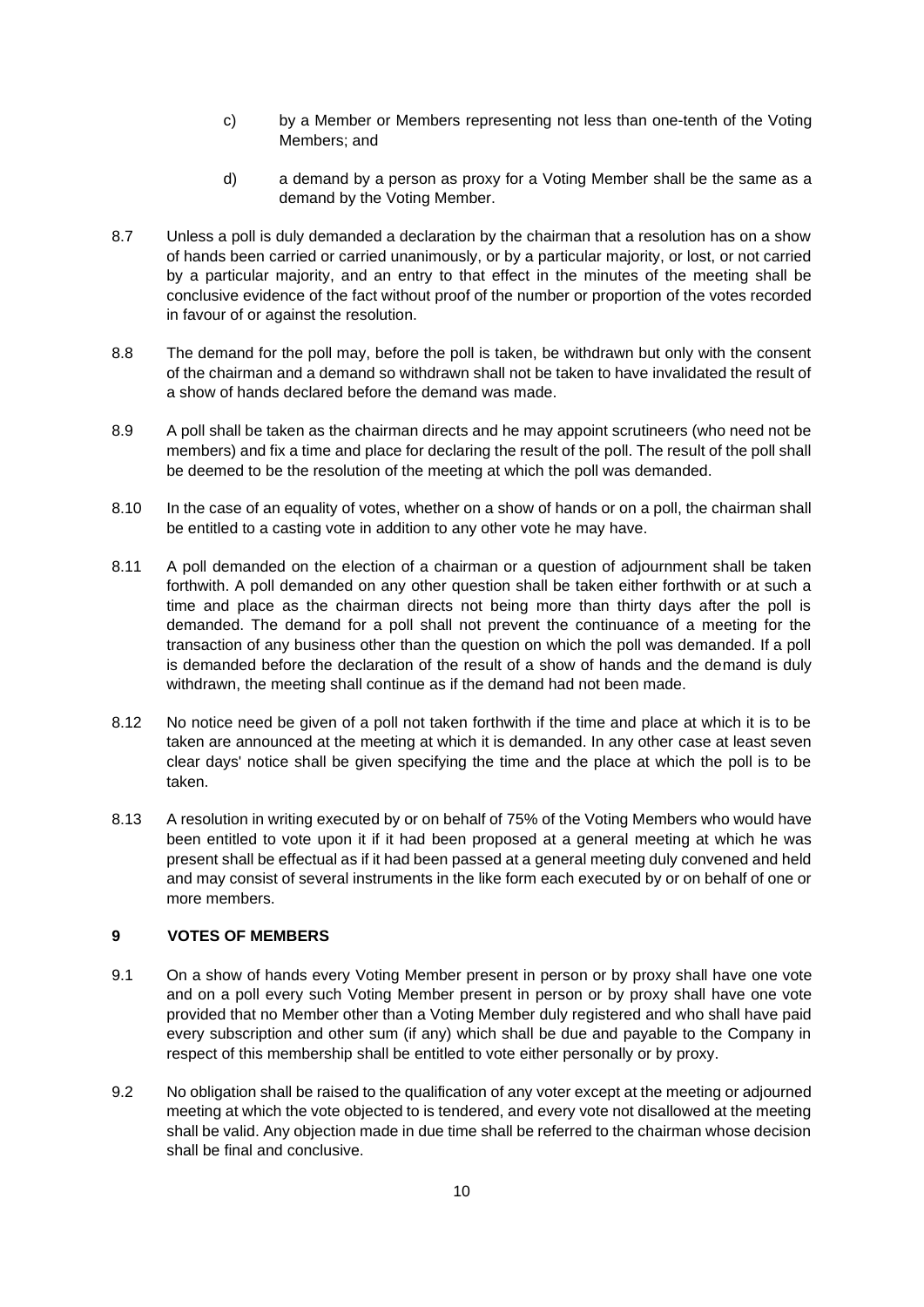c) by a Member or Members representing not less than one-tenth of the Voting Members; and

d) a demand by a person as proxy for a Voting Member shall be the same as a demand by the Voting Member.

8.7 Unless a poll is duly demanded a declaration by the chairman that a resolution has on a show of hands been carried or carried unanimously, or by a particular majority, or lost, or not carried by a particular majority, and an entry to that effect in the minutes of the meeting shall be conclusive evidence of the fact without proof of the number or proportion of the votes recorded in favour of or against the resolution.

8.8 The demand for the poll may, before the poll is taken, be withdrawn but only with the consent of the chairman and a demand so withdrawn shall not be taken to have invalidated the result of a show of hands declared before the demand was made.

8.9 A poll shall be taken as the chairman directs and he may appoint scrutineers (who need not be members) and fix a time and place for declaring the result of the poll. The result of the poll shall be deemed to be the resolution of the meeting at which the poll was demanded.

8.10 In the case of an equality of votes, whether on a show of hands or on a poll, the chairman shall be entitled to a casting vote in addition to any other vote he may have.

8.11 A poll demanded on the election of a chairman or a question of adjournment shall be taken forthwith. A poll demanded on any other question shall be taken either forthwith or at such a time and place as the chairman directs not being more than thirty days after the poll is demanded. The demand for a poll shall not prevent the continuance of a meeting for the transaction of any business other than the question on which the poll was demanded. If a poll is demanded before the declaration of the result of a show of hands and the demand is duly withdrawn, the meeting shall continue as if the demand had not been made.

8.12 No notice need be given of a poll not taken forthwith if the time and place at which it is to be taken are announced at the meeting at which it is demanded. In any other case at least seven clear days' notice shall be given specifying the time and the place at which the poll is to be taken.

8.13 A resolution in writing executed by or on behalf of 75% of the Voting Members who would have been entitled to vote upon it if it had been proposed at a general meeting at which he was present shall be effectual as if it had been passed at a general meeting duly convened and held and may consist of several instruments in the like form each executed by or on behalf of one or more members.

## 9 VOTES OF MEMBERS

9.1 On a show of hands every Voting Member present in person or by proxy shall have one vote and on a poll every such Voting Member present in person or by proxy shall have one vote provided that no Member other than a Voting Member duly registered and who shall have paid every subscription and other sum (if any) which shall be due and payable to the Company in respect of this membership shall be entitled to vote either personally or by proxy.

9.2 No obligation shall be raised to the qualification of any voter except at the meeting or adjourned meeting at which the vote objected to is tendered, and every vote not disallowed at the meeting shall be valid. Any objection made in due time shall be referred to the chairman whose decision shall be final and conclusive.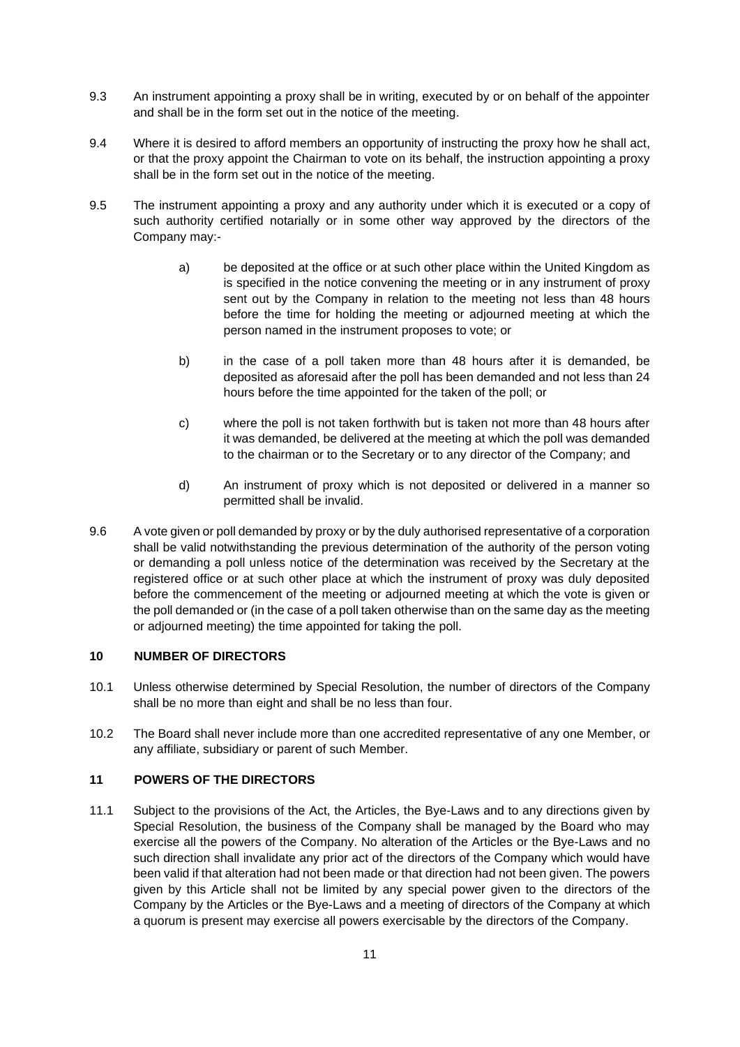9.3 An instrument appointing a proxy shall be in writing, executed by or on behalf of the appointer and shall be in the form set out in the notice of the meeting.

9.4 Where it is desired to afford members an opportunity of instructing the proxy how he shall act, or that the proxy appoint the Chairman to vote on its behalf, the instruction appointing a proxy shall be in the form set out in the notice of the meeting.

9.5 The instrument appointing a proxy and any authority under which it is executed or a copy of such authority certified notarially or in some other way approved by the directors of the Company may:-

a) be deposited at the office or at such other place within the United Kingdom as is specified in the notice convening the meeting or in any instrument of proxy sent out by the Company in relation to the meeting not less than 48 hours before the time for holding the meeting or adjourned meeting at which the person named in the instrument proposes to vote; or

b) in the case of a poll taken more than 48 hours after it is demanded, be deposited as aforesaid after the poll has been demanded and not less than 24 hours before the time appointed for the taken of the poll; or

c) where the poll is not taken forthwith but is taken not more than 48 hours after it was demanded, be delivered at the meeting at which the poll was demanded to the chairman or to the Secretary or to any director of the Company; and

d) An instrument of proxy which is not deposited or delivered in a manner so permitted shall be invalid.

9.6 A vote given or poll demanded by proxy or by the duly authorised representative of a corporation shall be valid notwithstanding the previous determination of the authority of the person voting or demanding a poll unless notice of the determination was received by the Secretary at the registered office or at such other place at which the instrument of proxy was duly deposited before the commencement of the meeting or adjourned meeting at which the vote is given or the poll demanded or (in the case of a poll taken otherwise than on the same day as the meeting or adjourned meeting) the time appointed for taking the poll.

## 10 NUMBER OF DIRECTORS

10.1 Unless otherwise determined by Special Resolution, the number of directors of the Company shall be no more than eight and shall be no less than four.

10.2 The Board shall never include more than one accredited representative of any one Member, or any affiliate, subsidiary or parent of such Member.

## 11 POWERS OF THE DIRECTORS

11.1 Subject to the provisions of the Act, the Articles, the Bye-Laws and to any directions given by Special Resolution, the business of the Company shall be managed by the Board who may exercise all the powers of the Company. No alteration of the Articles or the Bye-Laws and no such direction shall invalidate any prior act of the directors of the Company which would have been valid if that alteration had not been made or that direction had not been given. The powers given by this Article shall not be limited by any special power given to the directors of the Company by the Articles or the Bye-Laws and a meeting of directors of the Company at which a quorum is present may exercise all powers exercisable by the directors of the Company.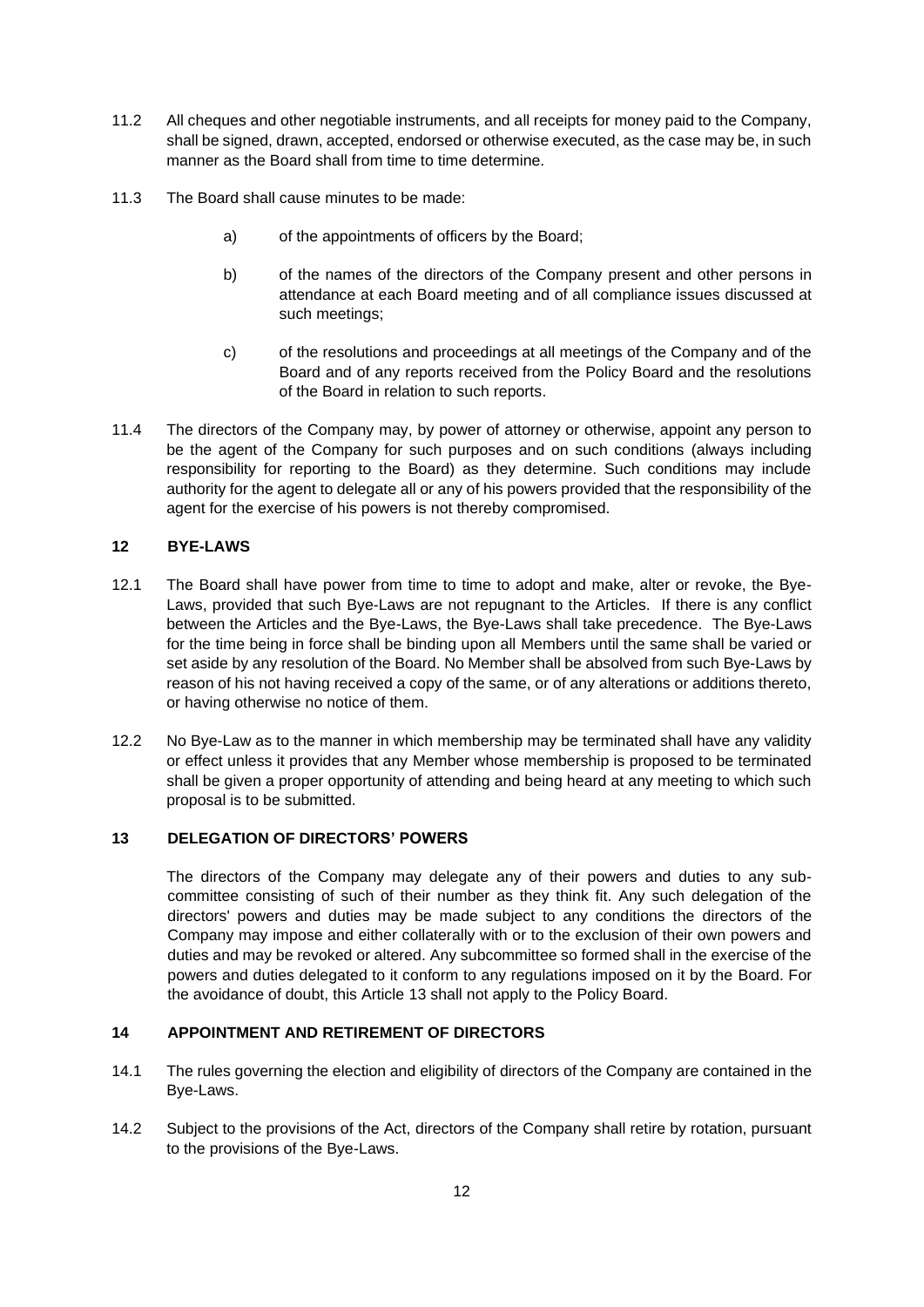11.2 All cheques and other negotiable instruments, and all receipts for money paid to the Company, shall be signed, drawn, accepted, endorsed or otherwise executed, as the case may be, in such manner as the Board shall from time to time determine.

11.3 The Board shall cause minutes to be made:

a) of the appointments of officers by the Board;

b) of the names of the directors of the Company present and other persons in attendance at each Board meeting and of all compliance issues discussed at such meetings;

c) of the resolutions and proceedings at all meetings of the Company and of the Board and of any reports received from the Policy Board and the resolutions of the Board in relation to such reports.

11.4 The directors of the Company may, by power of attorney or otherwise, appoint any person to be the agent of the Company for such purposes and on such conditions (always including responsibility for reporting to the Board) as they determine. Such conditions may include authority for the agent to delegate all or any of his powers provided that the responsibility of the agent for the exercise of his powers is not thereby compromised.

## 12 BYE-LAWS

12.1 The Board shall have power from time to time to adopt and make, alter or revoke, the Bye-Laws, provided that such Bye-Laws are not repugnant to the Articles. If there is any conflict between the Articles and the Bye-Laws, the Bye-Laws shall take precedence. The Bye-Laws for the time being in force shall be binding upon all Members until the same shall be varied or set aside by any resolution of the Board. No Member shall be absolved from such Bye-Laws by reason of his not having received a copy of the same, or of any alterations or additions thereto, or having otherwise no notice of them.

12.2 No Bye-Law as to the manner in which membership may be terminated shall have any validity or effect unless it provides that any Member whose membership is proposed to be terminated shall be given a proper opportunity of attending and being heard at any meeting to which such proposal is to be submitted.

## 13 DELEGATION OF DIRECTORS' POWERS

The directors of the Company may delegate any of their powers and duties to any sub-committee consisting of such of their number as they think fit. Any such delegation of the directors' powers and duties may be made subject to any conditions the directors of the Company may impose and either collaterally with or to the exclusion of their own powers and duties and may be revoked or altered. Any subcommittee so formed shall in the exercise of the powers and duties delegated to it conform to any regulations imposed on it by the Board. For the avoidance of doubt, this Article 13 shall not apply to the Policy Board.

## 14 APPOINTMENT AND RETIREMENT OF DIRECTORS

14.1 The rules governing the election and eligibility of directors of the Company are contained in the Bye-Laws.

14.2 Subject to the provisions of the Act, directors of the Company shall retire by rotation, pursuant to the provisions of the Bye-Laws.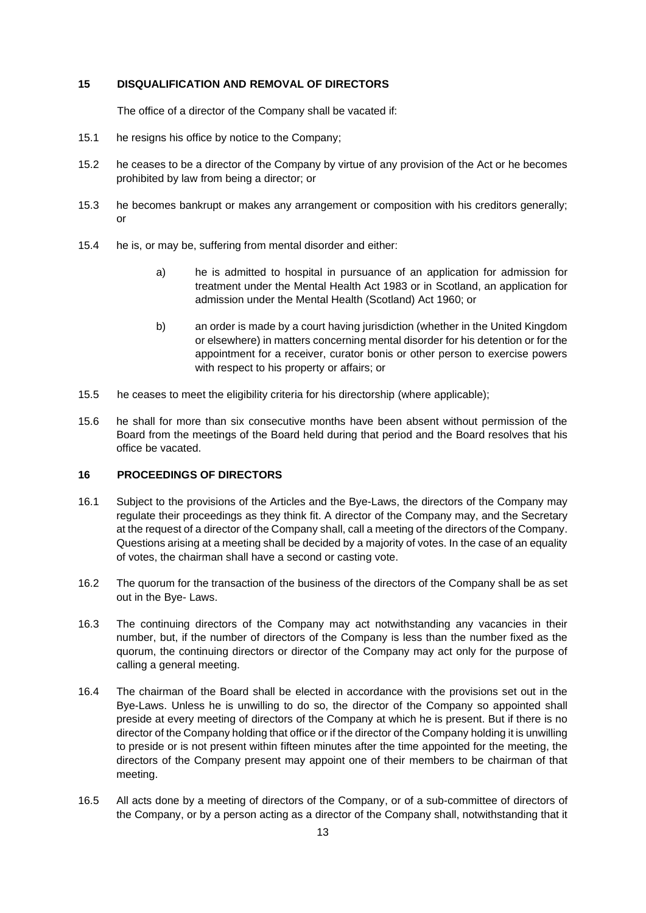## 15 DISQUALIFICATION AND REMOVAL OF DIRECTORS

The office of a director of the Company shall be vacated if:

15.1 he resigns his office by notice to the Company;

15.2 he ceases to be a director of the Company by virtue of any provision of the Act or he becomes prohibited by law from being a director; or

15.3 he becomes bankrupt or makes any arrangement or composition with his creditors generally; or

15.4 he is, or may be, suffering from mental disorder and either:

> a) he is admitted to hospital in pursuance of an application for admission for treatment under the Mental Health Act 1983 or in Scotland, an application for admission under the Mental Health (Scotland) Act 1960; or
>
> b) an order is made by a court having jurisdiction (whether in the United Kingdom or elsewhere) in matters concerning mental disorder for his detention or for the appointment for a receiver, curator bonis or other person to exercise powers with respect to his property or affairs; or

15.5 he ceases to meet the eligibility criteria for his directorship (where applicable);

15.6 he shall for more than six consecutive months have been absent without permission of the Board from the meetings of the Board held during that period and the Board resolves that his office be vacated.

## 16 PROCEEDINGS OF DIRECTORS

16.1 Subject to the provisions of the Articles and the Bye-Laws, the directors of the Company may regulate their proceedings as they think fit. A director of the Company may, and the Secretary at the request of a director of the Company shall, call a meeting of the directors of the Company. Questions arising at a meeting shall be decided by a majority of votes. In the case of an equality of votes, the chairman shall have a second or casting vote.

16.2 The quorum for the transaction of the business of the directors of the Company shall be as set out in the Bye- Laws.

16.3 The continuing directors of the Company may act notwithstanding any vacancies in their number, but, if the number of directors of the Company is less than the number fixed as the quorum, the continuing directors or director of the Company may act only for the purpose of calling a general meeting.

16.4 The chairman of the Board shall be elected in accordance with the provisions set out in the Bye-Laws. Unless he is unwilling to do so, the director of the Company so appointed shall preside at every meeting of directors of the Company at which he is present. But if there is no director of the Company holding that office or if the director of the Company holding it is unwilling to preside or is not present within fifteen minutes after the time appointed for the meeting, the directors of the Company present may appoint one of their members to be chairman of that meeting.

16.5 All acts done by a meeting of directors of the Company, or of a sub-committee of directors of the Company, or by a person acting as a director of the Company shall, notwithstanding that it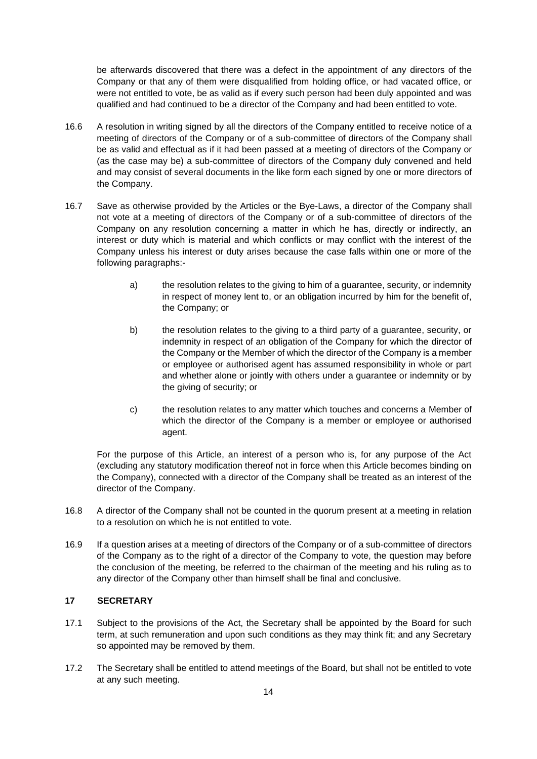be afterwards discovered that there was a defect in the appointment of any directors of the Company or that any of them were disqualified from holding office, or had vacated office, or were not entitled to vote, be as valid as if every such person had been duly appointed and was qualified and had continued to be a director of the Company and had been entitled to vote.

16.6 A resolution in writing signed by all the directors of the Company entitled to receive notice of a meeting of directors of the Company or of a sub-committee of directors of the Company shall be as valid and effectual as if it had been passed at a meeting of directors of the Company or (as the case may be) a sub-committee of directors of the Company duly convened and held and may consist of several documents in the like form each signed by one or more directors of the Company.

16.7 Save as otherwise provided by the Articles or the Bye-Laws, a director of the Company shall not vote at a meeting of directors of the Company or of a sub-committee of directors of the Company on any resolution concerning a matter in which he has, directly or indirectly, an interest or duty which is material and which conflicts or may conflict with the interest of the Company unless his interest or duty arises because the case falls within one or more of the following paragraphs:-

a) the resolution relates to the giving to him of a guarantee, security, or indemnity in respect of money lent to, or an obligation incurred by him for the benefit of, the Company; or

b) the resolution relates to the giving to a third party of a guarantee, security, or indemnity in respect of an obligation of the Company for which the director of the Company or the Member of which the director of the Company is a member or employee or authorised agent has assumed responsibility in whole or part and whether alone or jointly with others under a guarantee or indemnity or by the giving of security; or

c) the resolution relates to any matter which touches and concerns a Member of which the director of the Company is a member or employee or authorised agent.

For the purpose of this Article, an interest of a person who is, for any purpose of the Act (excluding any statutory modification thereof not in force when this Article becomes binding on the Company), connected with a director of the Company shall be treated as an interest of the director of the Company.

16.8 A director of the Company shall not be counted in the quorum present at a meeting in relation to a resolution on which he is not entitled to vote.

16.9 If a question arises at a meeting of directors of the Company or of a sub-committee of directors of the Company as to the right of a director of the Company to vote, the question may before the conclusion of the meeting, be referred to the chairman of the meeting and his ruling as to any director of the Company other than himself shall be final and conclusive.

## 17 SECRETARY

17.1 Subject to the provisions of the Act, the Secretary shall be appointed by the Board for such term, at such remuneration and upon such conditions as they may think fit; and any Secretary so appointed may be removed by them.

17.2 The Secretary shall be entitled to attend meetings of the Board, but shall not be entitled to vote at any such meeting.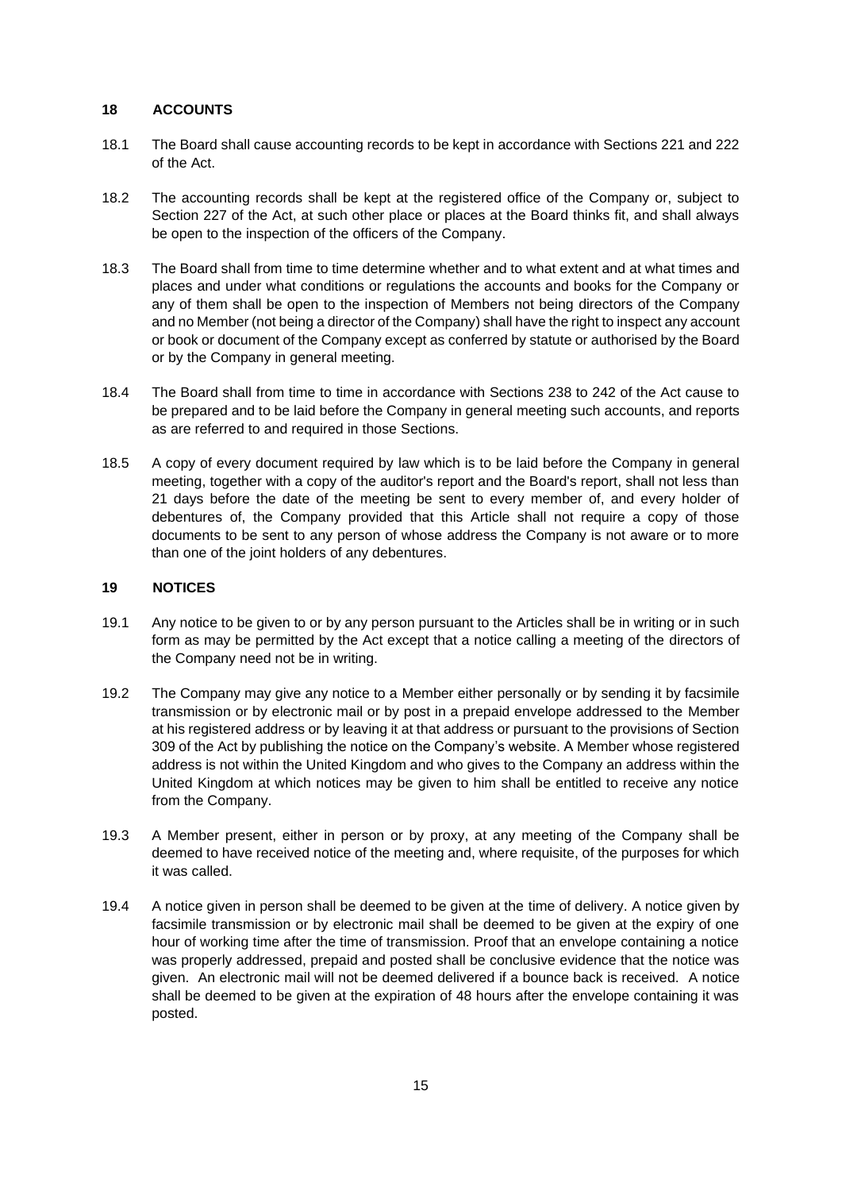## 18 ACCOUNTS

18.1 The Board shall cause accounting records to be kept in accordance with Sections 221 and 222 of the Act.

18.2 The accounting records shall be kept at the registered office of the Company or, subject to Section 227 of the Act, at such other place or places at the Board thinks fit, and shall always be open to the inspection of the officers of the Company.

18.3 The Board shall from time to time determine whether and to what extent and at what times and places and under what conditions or regulations the accounts and books for the Company or any of them shall be open to the inspection of Members not being directors of the Company and no Member (not being a director of the Company) shall have the right to inspect any account or book or document of the Company except as conferred by statute or authorised by the Board or by the Company in general meeting.

18.4 The Board shall from time to time in accordance with Sections 238 to 242 of the Act cause to be prepared and to be laid before the Company in general meeting such accounts, and reports as are referred to and required in those Sections.

18.5 A copy of every document required by law which is to be laid before the Company in general meeting, together with a copy of the auditor's report and the Board's report, shall not less than 21 days before the date of the meeting be sent to every member of, and every holder of debentures of, the Company provided that this Article shall not require a copy of those documents to be sent to any person of whose address the Company is not aware or to more than one of the joint holders of any debentures.

## 19 NOTICES

19.1 Any notice to be given to or by any person pursuant to the Articles shall be in writing or in such form as may be permitted by the Act except that a notice calling a meeting of the directors of the Company need not be in writing.

19.2 The Company may give any notice to a Member either personally or by sending it by facsimile transmission or by electronic mail or by post in a prepaid envelope addressed to the Member at his registered address or by leaving it at that address or pursuant to the provisions of Section 309 of the Act by publishing the notice on the Company's website. A Member whose registered address is not within the United Kingdom and who gives to the Company an address within the United Kingdom at which notices may be given to him shall be entitled to receive any notice from the Company.

19.3 A Member present, either in person or by proxy, at any meeting of the Company shall be deemed to have received notice of the meeting and, where requisite, of the purposes for which it was called.

19.4 A notice given in person shall be deemed to be given at the time of delivery. A notice given by facsimile transmission or by electronic mail shall be deemed to be given at the expiry of one hour of working time after the time of transmission. Proof that an envelope containing a notice was properly addressed, prepaid and posted shall be conclusive evidence that the notice was given. An electronic mail will not be deemed delivered if a bounce back is received. A notice shall be deemed to be given at the expiration of 48 hours after the envelope containing it was posted.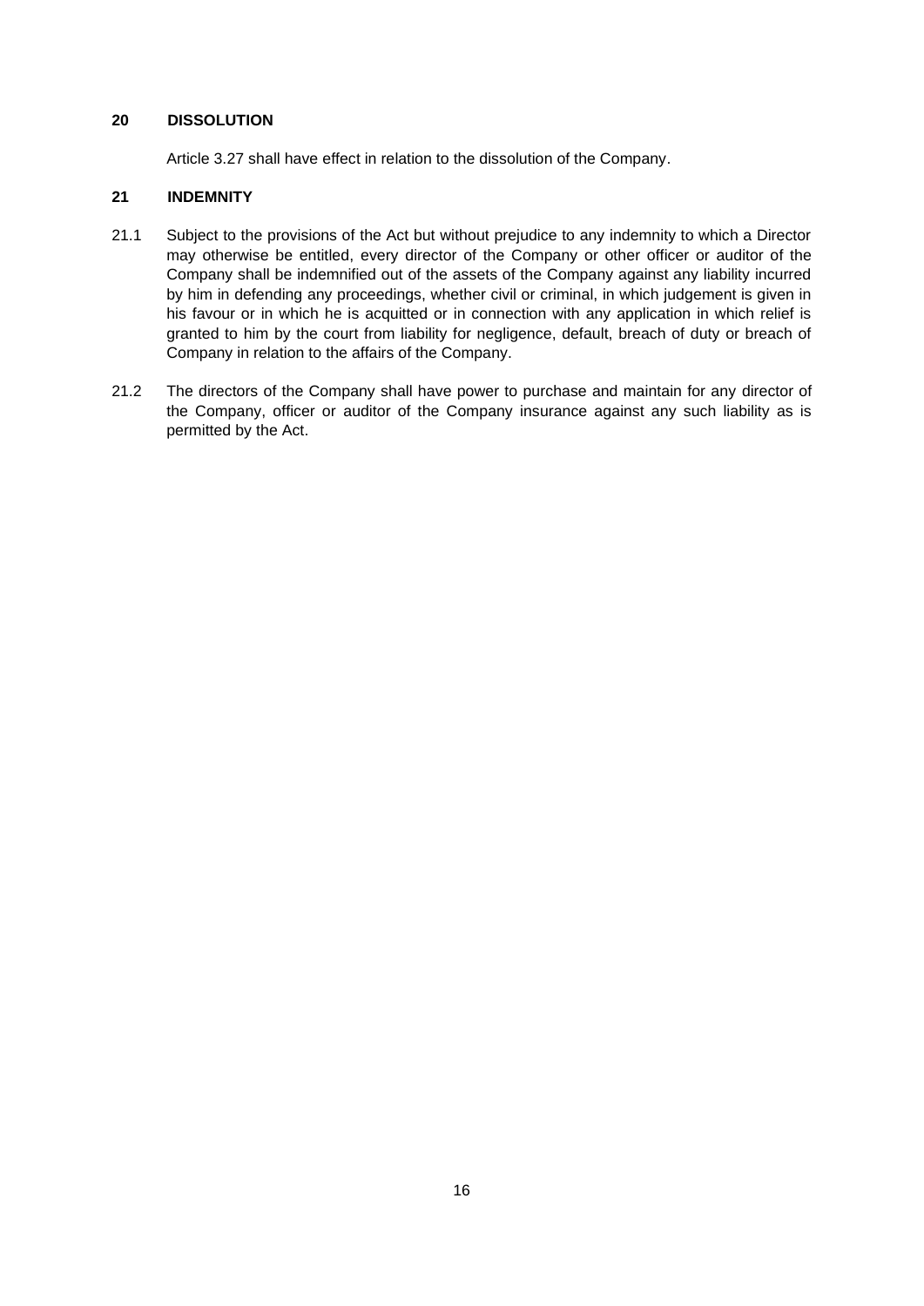## 20 DISSOLUTION

Article 3.27 shall have effect in relation to the dissolution of the Company.

## 21 INDEMNITY

21.1 Subject to the provisions of the Act but without prejudice to any indemnity to which a Director may otherwise be entitled, every director of the Company or other officer or auditor of the Company shall be indemnified out of the assets of the Company against any liability incurred by him in defending any proceedings, whether civil or criminal, in which judgement is given in his favour or in which he is acquitted or in connection with any application in which relief is granted to him by the court from liability for negligence, default, breach of duty or breach of Company in relation to the affairs of the Company.

21.2 The directors of the Company shall have power to purchase and maintain for any director of the Company, officer or auditor of the Company insurance against any such liability as is permitted by the Act.